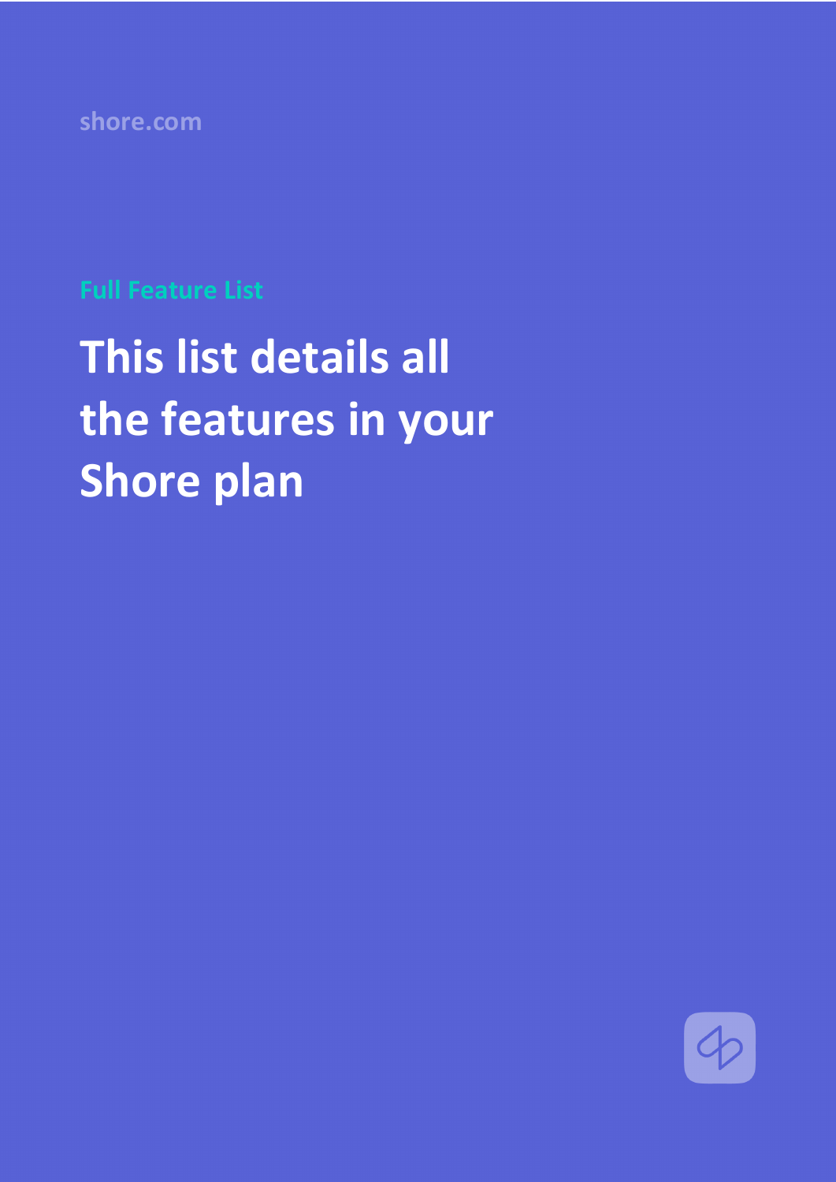shore.com

Full Feature List

# This list details all the features in your Shore plan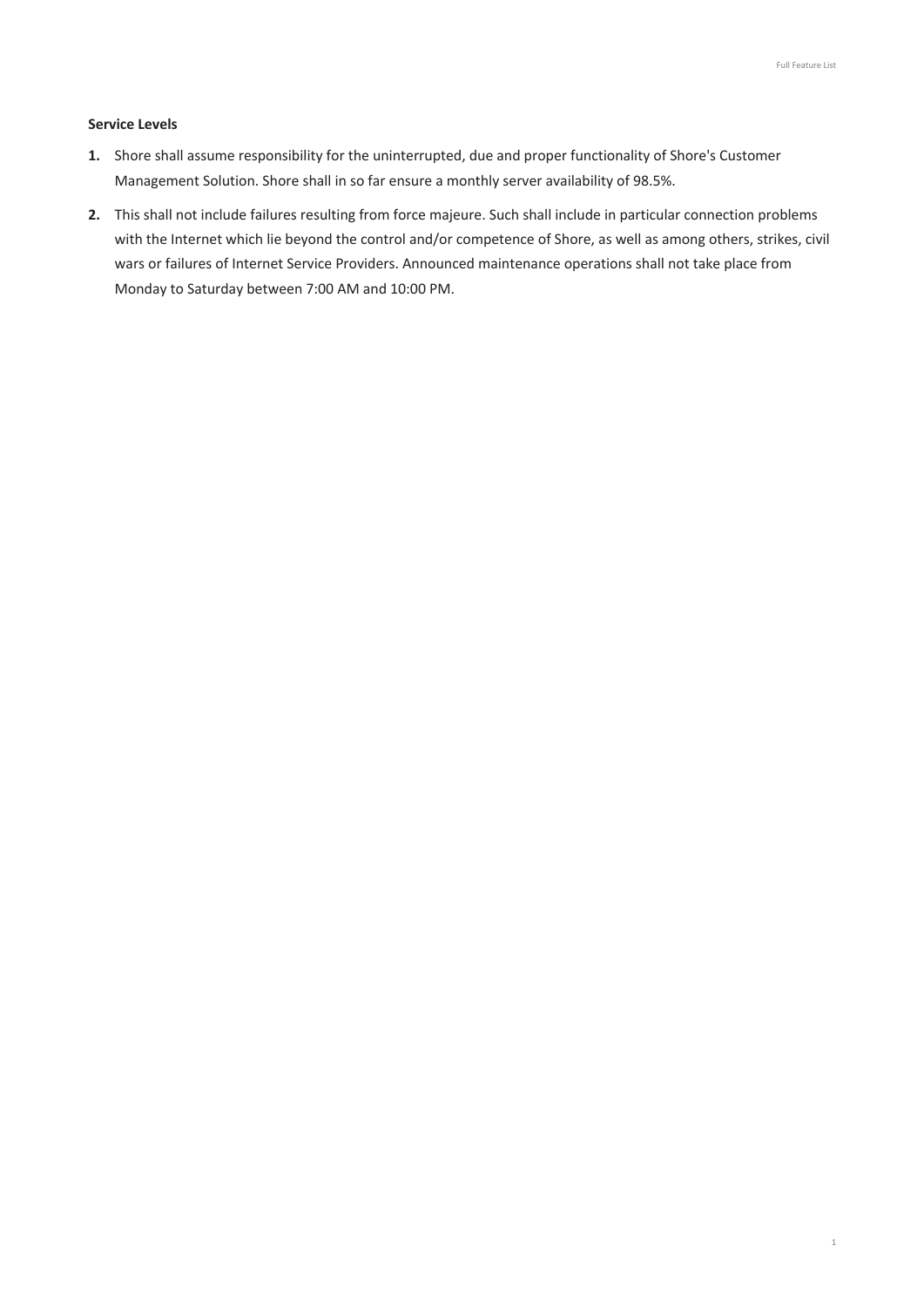**Service Levels**

1. Shore shall assume responsibility for the uninterrupted, due and proper functionality of Shore's Customer Management Solution. Shore shall in so far ensure a monthly server availability of 98.5%.
2. This shall not include failures resulting from force majeure. Such shall include in particular connection problems with the Internet which lie beyond the control and/or competence of Shore, as well as among others, strikes, civil wars or failures of Internet Service Providers. Announced maintenance operations shall not take place from Monday to Saturday between 7:00 AM and 10:00 PM.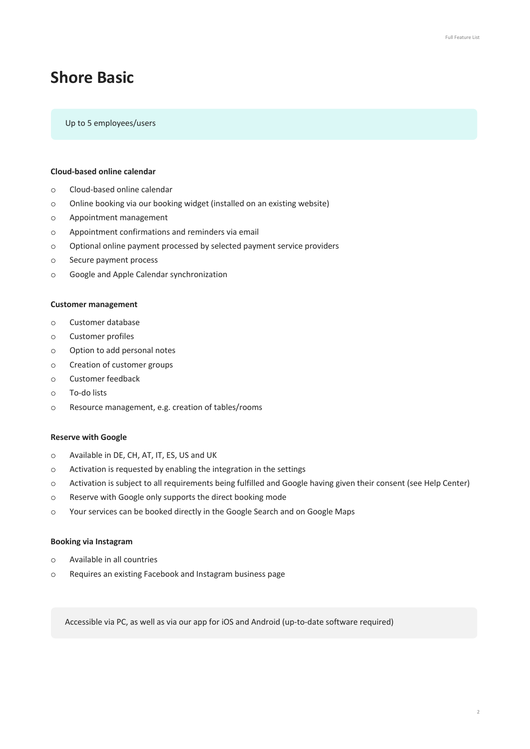# Shore Basic

Up to 5 employees/users

**Cloud-based online calendar**

- Cloud-based online calendar
- Online booking via our booking widget (installed on an existing website)
- Appointment management
- Appointment confirmations and reminders via email
- Optional online payment processed by selected payment service providers
- Secure payment process
- Google and Apple Calendar synchronization

**Customer management**

- Customer database
- Customer profiles
- Option to add personal notes
- Creation of customer groups
- Customer feedback
- To-do lists
- Resource management, e.g. creation of tables/rooms

**Reserve with Google**

- Available in DE, CH, AT, IT, ES, US and UK
- Activation is requested by enabling the integration in the settings
- Activation is subject to all requirements being fulfilled and Google having given their consent (see Help Center)
- Reserve with Google only supports the direct booking mode
- Your services can be booked directly in the Google Search and on Google Maps

**Booking via Instagram**

- Available in all countries
- Requires an existing Facebook and Instagram business page

Accessible via PC, as well as via our app for iOS and Android (up-to-date software required)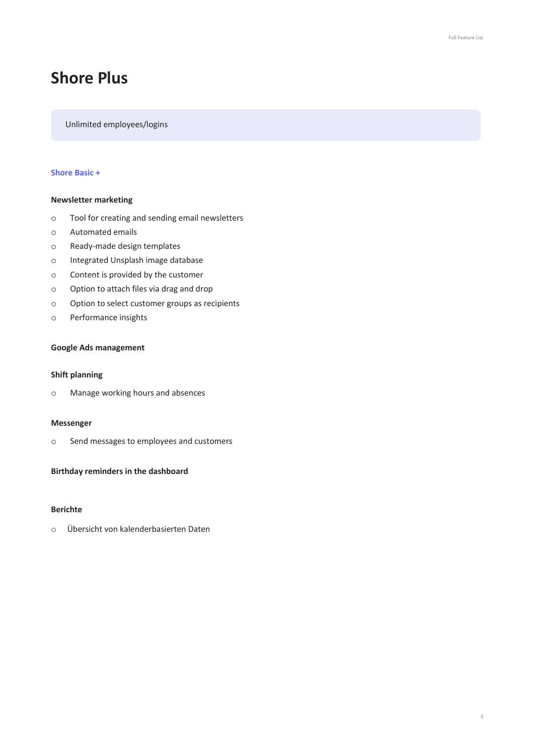# Shore Plus

Unlimited employees/logins

**Shore Basic +**

**Newsletter marketing**

- Tool for creating and sending email newsletters
- Automated emails
- Ready-made design templates
- Integrated Unsplash image database
- Content is provided by the customer
- Option to attach files via drag and drop
- Option to select customer groups as recipients
- Performance insights

**Google Ads management**

**Shift planning**

- Manage working hours and absences

**Messenger**

- Send messages to employees and customers

**Birthday reminders in the dashboard**

**Berichte**

- Übersicht von kalenderbasierten Daten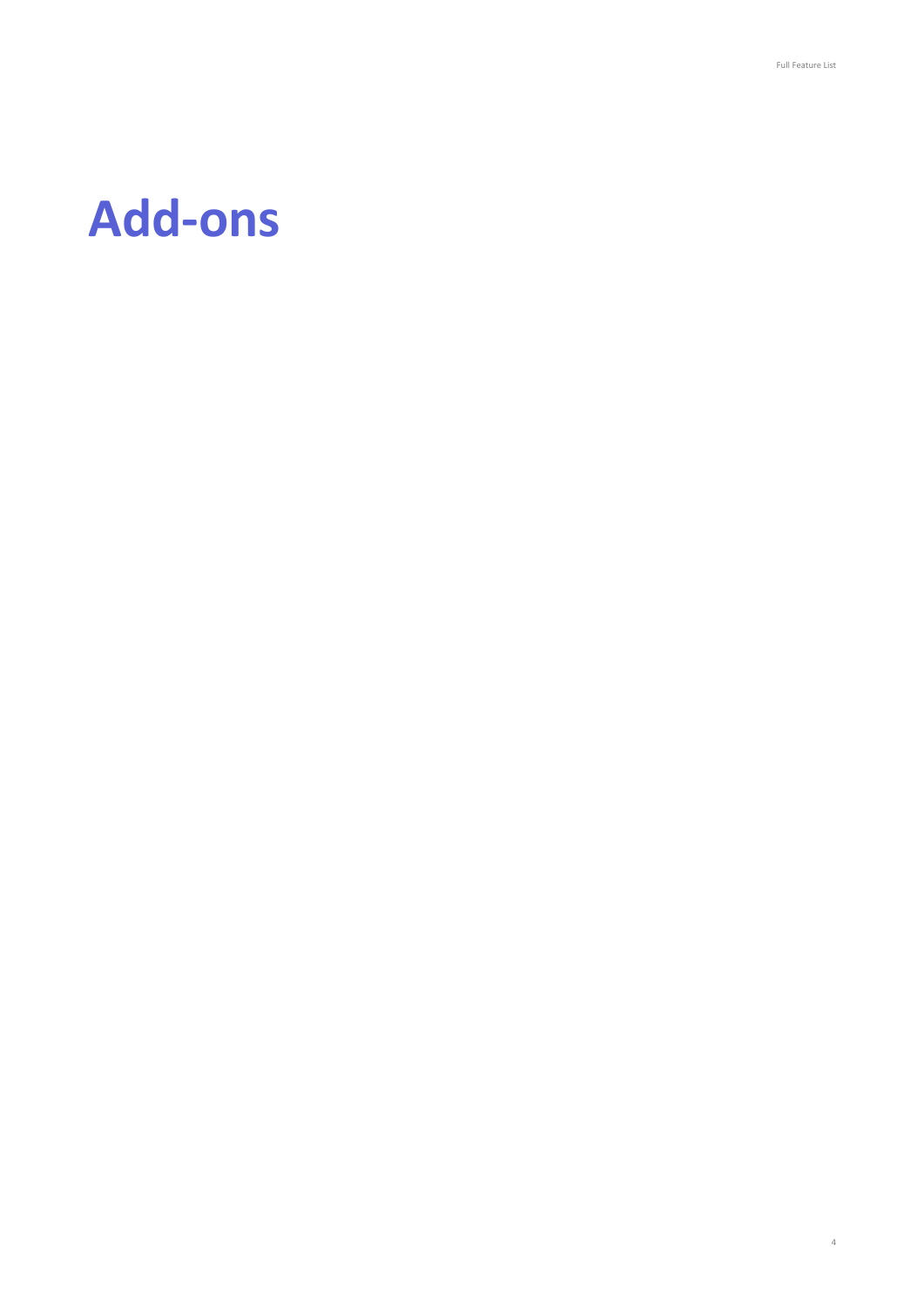# Add-ons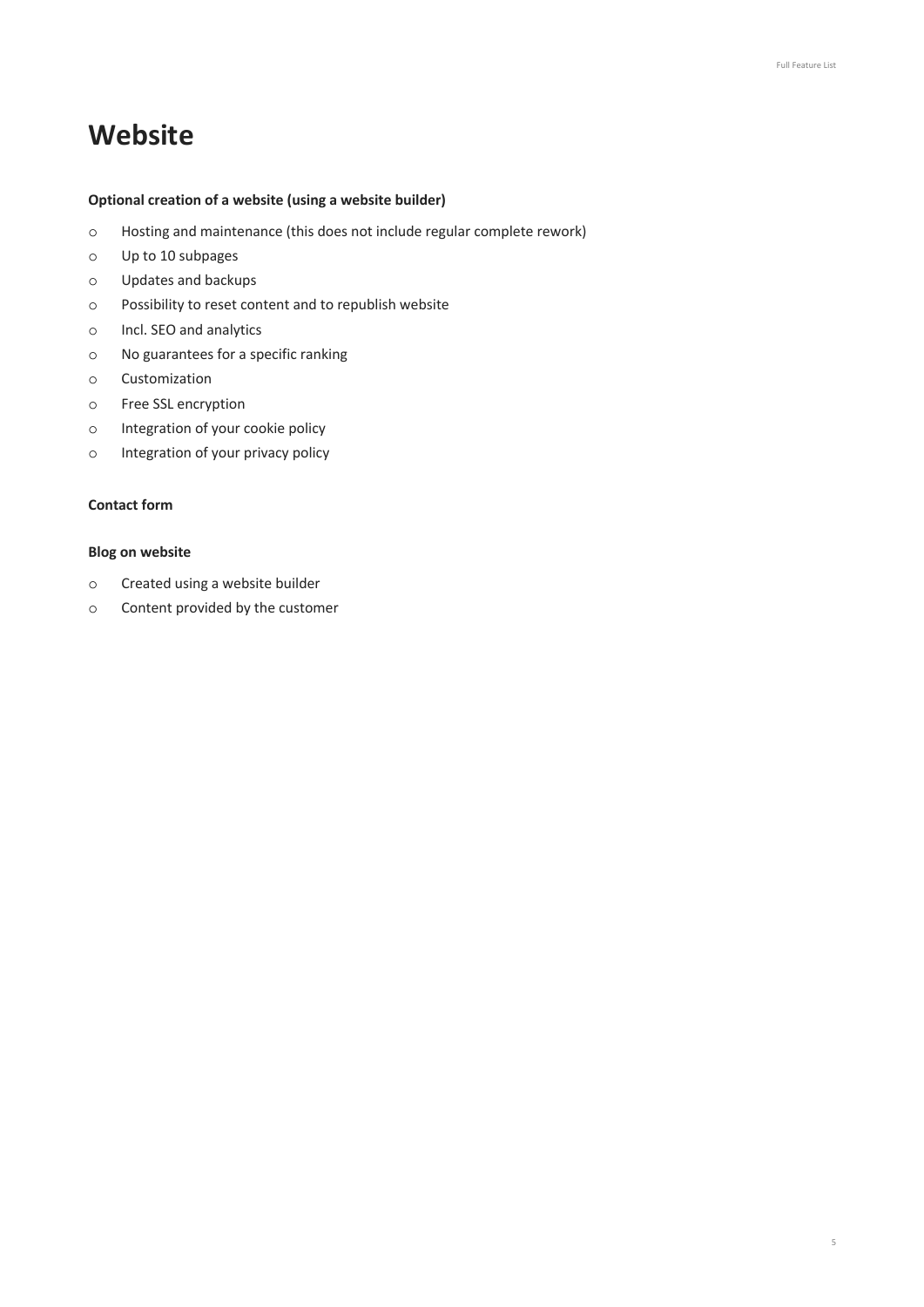# Website

**Optional creation of a website (using a website builder)**

- Hosting and maintenance (this does not include regular complete rework)
- Up to 10 subpages
- Updates and backups
- Possibility to reset content and to republish website
- Incl. SEO and analytics
- No guarantees for a specific ranking
- Customization
- Free SSL encryption
- Integration of your cookie policy
- Integration of your privacy policy

**Contact form**

**Blog on website**

- Created using a website builder
- Content provided by the customer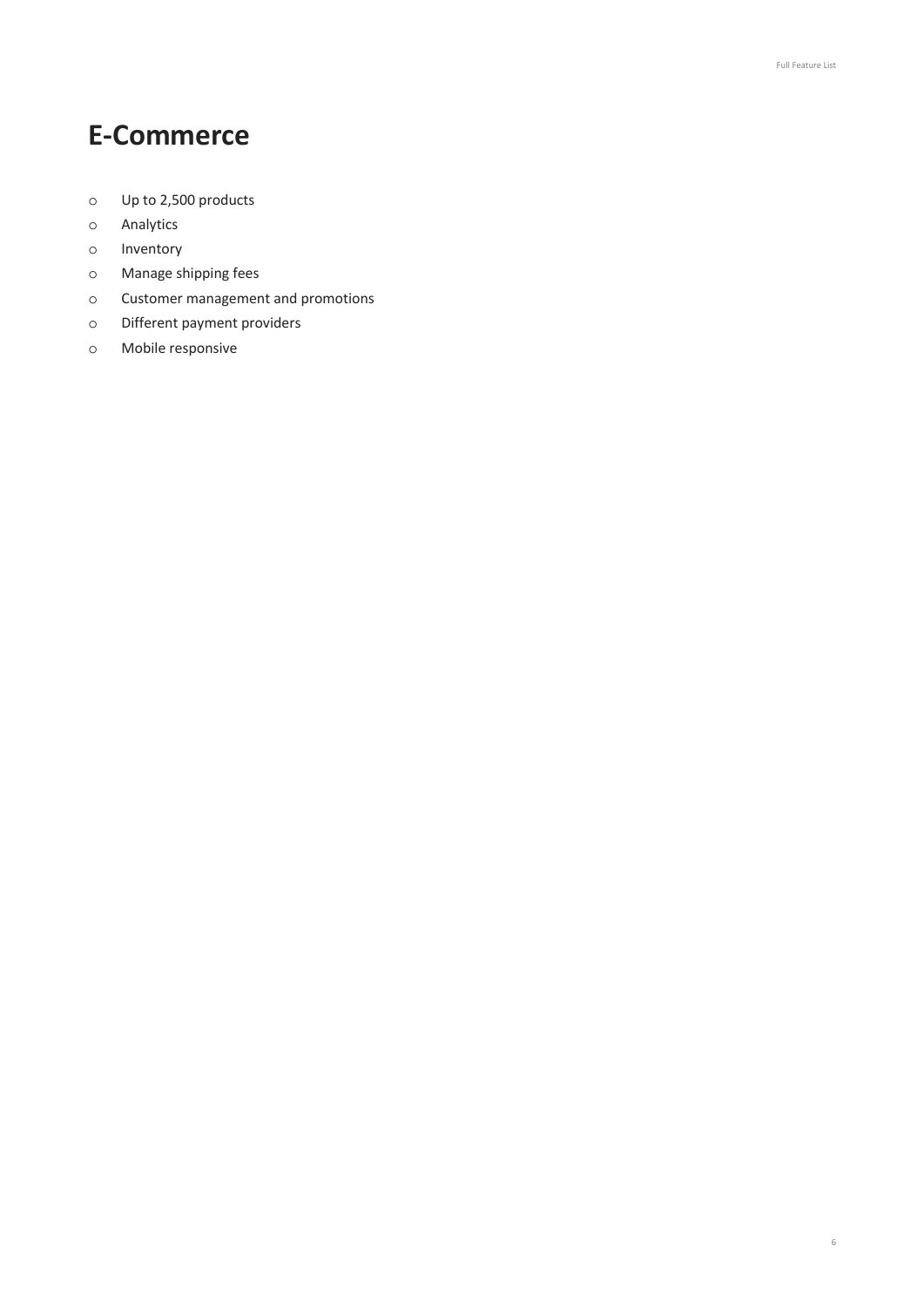# E-Commerce

- Up to 2,500 products
- Analytics
- Inventory
- Manage shipping fees
- Customer management and promotions
- Different payment providers
- Mobile responsive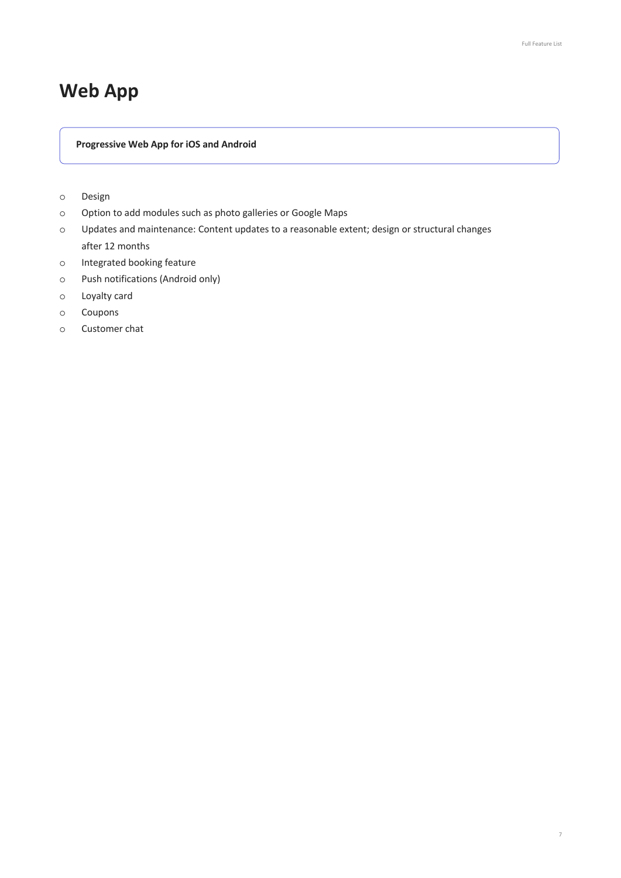# Web App

**Progressive Web App for iOS and Android**

- Design
- Option to add modules such as photo galleries or Google Maps
- Updates and maintenance: Content updates to a reasonable extent; design or structural changes after 12 months
- Integrated booking feature
- Push notifications (Android only)
- Loyalty card
- Coupons
- Customer chat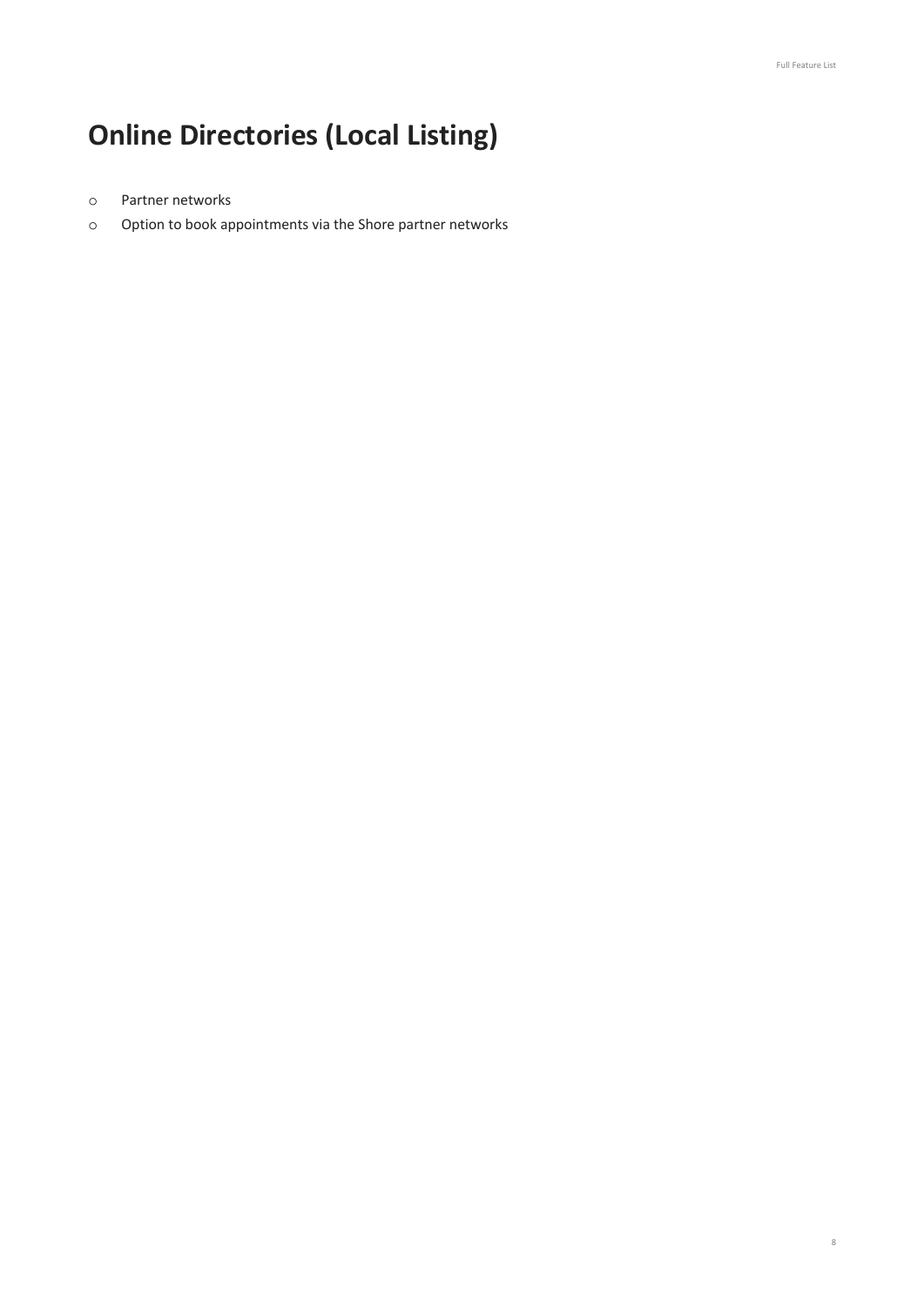# Online Directories (Local Listing)

- Partner networks
- Option to book appointments via the Shore partner networks